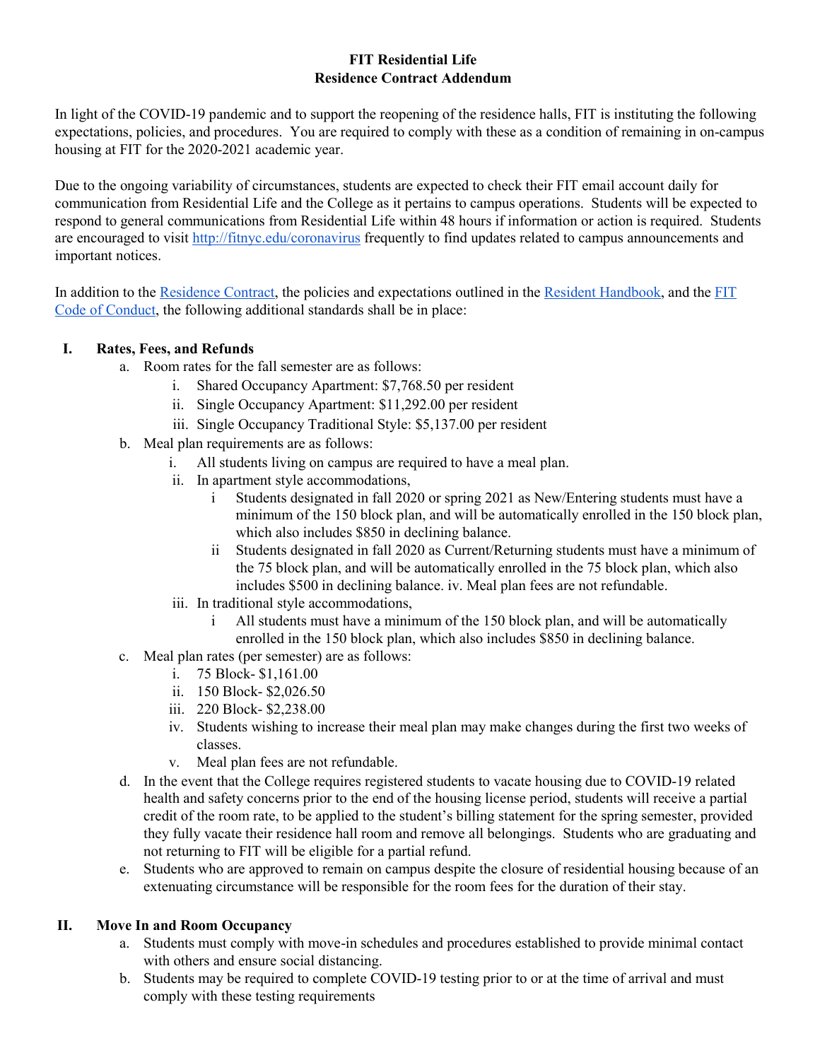# FIT Residential Life
## Residence Contract Addendum

In light of the COVID-19 pandemic and to support the reopening of the residence halls, FIT is instituting the following expectations, policies, and procedures. You are required to comply with these as a condition of remaining in on-campus housing at FIT for the 2020-2021 academic year.

Due to the ongoing variability of circumstances, students are expected to check their FIT email account daily for communication from Residential Life and the College as it pertains to campus operations. Students will be expected to respond to general communications from Residential Life within 48 hours if information or action is required. Students are encouraged to visit [http://fitnyc.edu/coronavirus](http://fitnyc.edu/coronavirus) frequently to find updates related to campus announcements and important notices.

In addition to the [Residence Contract](), the policies and expectations outlined in the [Resident Handbook](), and the [FIT Code of Conduct](), the following additional standards shall be in place:

**I. Rates, Fees, and Refunds**

a. Room rates for the fall semester are as follows:
   - i. Shared Occupancy Apartment: $7,768.50 per resident
   - ii. Single Occupancy Apartment: $11,292.00 per resident
   - iii. Single Occupancy Traditional Style: $5,137.00 per resident

b. Meal plan requirements are as follows:
   - i. All students living on campus are required to have a meal plan.
   - ii. In apartment style accommodations,
     - i Students designated in fall 2020 or spring 2021 as New/Entering students must have a minimum of the 150 block plan, and will be automatically enrolled in the 150 block plan, which also includes $850 in declining balance.
     - ii Students designated in fall 2020 as Current/Returning students must have a minimum of the 75 block plan, and will be automatically enrolled in the 75 block plan, which also includes $500 in declining balance. iv. Meal plan fees are not refundable.
   - iii. In traditional style accommodations,
     - i All students must have a minimum of the 150 block plan, and will be automatically enrolled in the 150 block plan, which also includes $850 in declining balance.

c. Meal plan rates (per semester) are as follows:
   - i. 75 Block- $1,161.00
   - ii. 150 Block- $2,026.50
   - iii. 220 Block- $2,238.00
   - iv. Students wishing to increase their meal plan may make changes during the first two weeks of classes.
   - v. Meal plan fees are not refundable.

d. In the event that the College requires registered students to vacate housing due to COVID-19 related health and safety concerns prior to the end of the housing license period, students will receive a partial credit of the room rate, to be applied to the student's billing statement for the spring semester, provided they fully vacate their residence hall room and remove all belongings. Students who are graduating and not returning to FIT will be eligible for a partial refund.

e. Students who are approved to remain on campus despite the closure of residential housing because of an extenuating circumstance will be responsible for the room fees for the duration of their stay.

**II. Move In and Room Occupancy**

a. Students must comply with move-in schedules and procedures established to provide minimal contact with others and ensure social distancing.

b. Students may be required to complete COVID-19 testing prior to or at the time of arrival and must comply with these testing requirements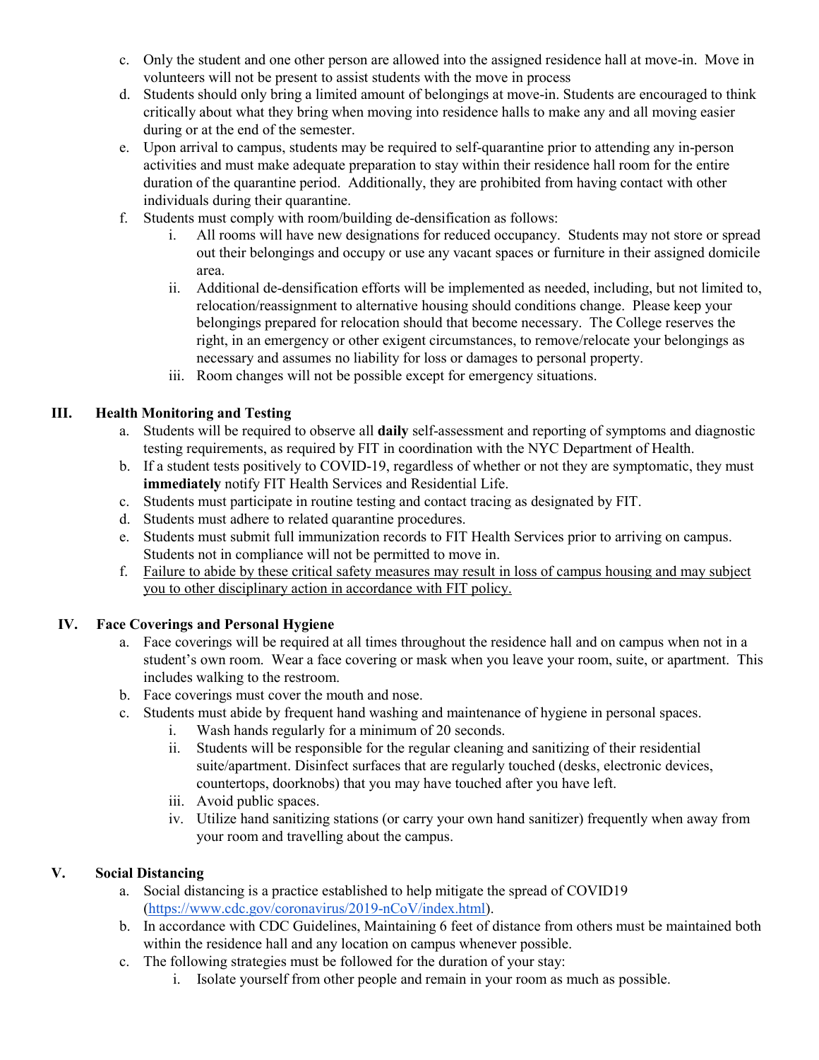c. Only the student and one other person are allowed into the assigned residence hall at move-in. Move in volunteers will not be present to assist students with the move in process

d. Students should only bring a limited amount of belongings at move-in. Students are encouraged to think critically about what they bring when moving into residence halls to make any and all moving easier during or at the end of the semester.

e. Upon arrival to campus, students may be required to self-quarantine prior to attending any in-person activities and must make adequate preparation to stay within their residence hall room for the entire duration of the quarantine period. Additionally, they are prohibited from having contact with other individuals during their quarantine.

f. Students must comply with room/building de-densification as follows:

   i. All rooms will have new designations for reduced occupancy. Students may not store or spread out their belongings and occupy or use any vacant spaces or furniture in their assigned domicile area.

   ii. Additional de-densification efforts will be implemented as needed, including, but not limited to, relocation/reassignment to alternative housing should conditions change. Please keep your belongings prepared for relocation should that become necessary. The College reserves the right, in an emergency or other exigent circumstances, to remove/relocate your belongings as necessary and assumes no liability for loss or damages to personal property.

   iii. Room changes will not be possible except for emergency situations.

## III. Health Monitoring and Testing

a. Students will be required to observe all **daily** self-assessment and reporting of symptoms and diagnostic testing requirements, as required by FIT in coordination with the NYC Department of Health.

b. If a student tests positively to COVID-19, regardless of whether or not they are symptomatic, they must **immediately** notify FIT Health Services and Residential Life.

c. Students must participate in routine testing and contact tracing as designated by FIT.

d. Students must adhere to related quarantine procedures.

e. Students must submit full immunization records to FIT Health Services prior to arriving on campus. Students not in compliance will not be permitted to move in.

f. <u>Failure to abide by these critical safety measures may result in loss of campus housing and may subject you to other disciplinary action in accordance with FIT policy.</u>

## IV. Face Coverings and Personal Hygiene

a. Face coverings will be required at all times throughout the residence hall and on campus when not in a student's own room. Wear a face covering or mask when you leave your room, suite, or apartment. This includes walking to the restroom.

b. Face coverings must cover the mouth and nose.

c. Students must abide by frequent hand washing and maintenance of hygiene in personal spaces.

   i. Wash hands regularly for a minimum of 20 seconds.

   ii. Students will be responsible for the regular cleaning and sanitizing of their residential suite/apartment. Disinfect surfaces that are regularly touched (desks, electronic devices, countertops, doorknobs) that you may have touched after you have left.

   iii. Avoid public spaces.

   iv. Utilize hand sanitizing stations (or carry your own hand sanitizer) frequently when away from your room and travelling about the campus.

## V. Social Distancing

a. Social distancing is a practice established to help mitigate the spread of COVID19 (https://www.cdc.gov/coronavirus/2019-nCoV/index.html).

b. In accordance with CDC Guidelines, Maintaining 6 feet of distance from others must be maintained both within the residence hall and any location on campus whenever possible.

c. The following strategies must be followed for the duration of your stay:

   i. Isolate yourself from other people and remain in your room as much as possible.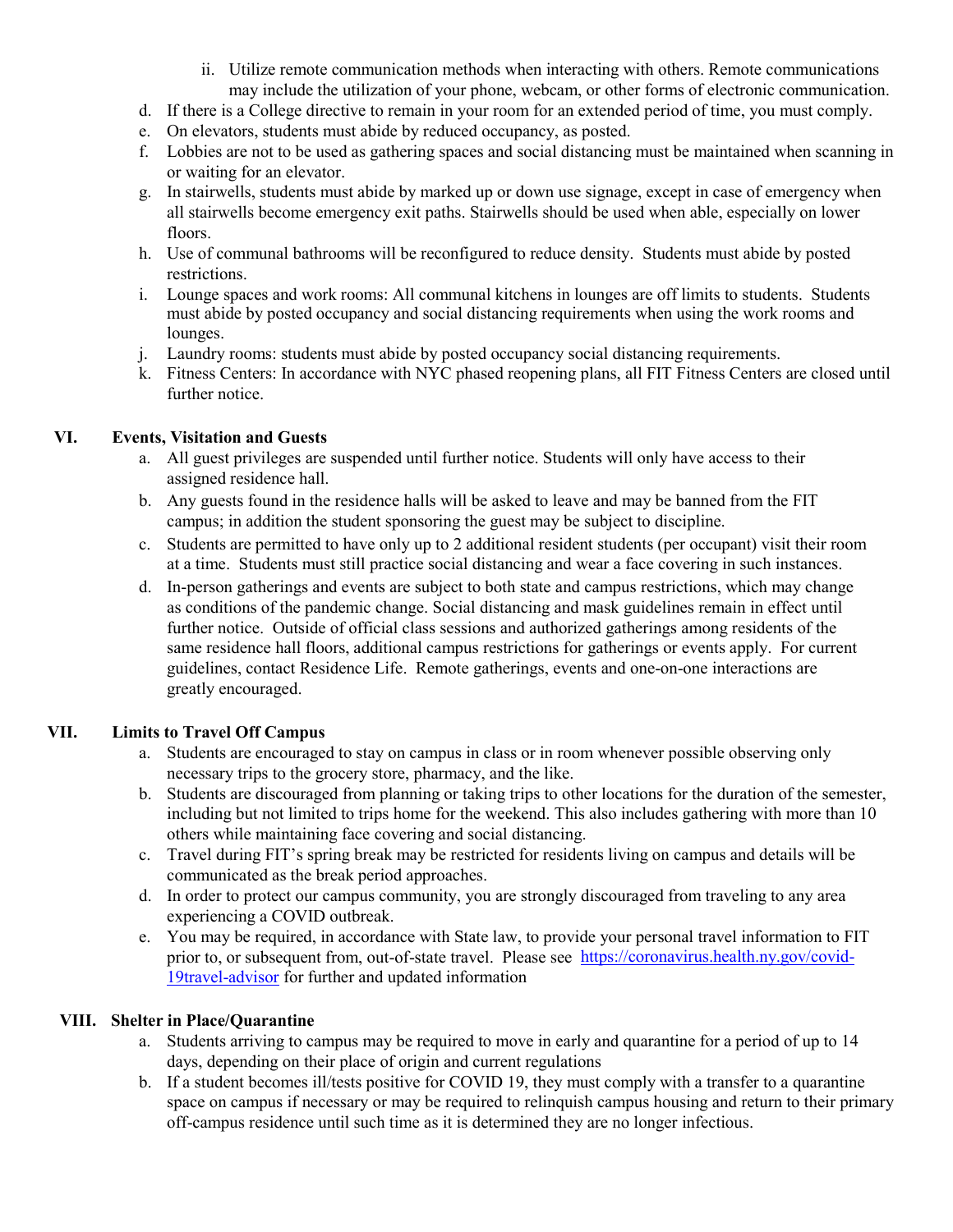ii. Utilize remote communication methods when interacting with others. Remote communications may include the utilization of your phone, webcam, or other forms of electronic communication.

d. If there is a College directive to remain in your room for an extended period of time, you must comply.

e. On elevators, students must abide by reduced occupancy, as posted.

f. Lobbies are not to be used as gathering spaces and social distancing must be maintained when scanning in or waiting for an elevator.

g. In stairwells, students must abide by marked up or down use signage, except in case of emergency when all stairwells become emergency exit paths. Stairwells should be used when able, especially on lower floors.

h. Use of communal bathrooms will be reconfigured to reduce density. Students must abide by posted restrictions.

i. Lounge spaces and work rooms: All communal kitchens in lounges are off limits to students. Students must abide by posted occupancy and social distancing requirements when using the work rooms and lounges.

j. Laundry rooms: students must abide by posted occupancy social distancing requirements.

k. Fitness Centers: In accordance with NYC phased reopening plans, all FIT Fitness Centers are closed until further notice.

## VI. Events, Visitation and Guests

a. All guest privileges are suspended until further notice. Students will only have access to their assigned residence hall.

b. Any guests found in the residence halls will be asked to leave and may be banned from the FIT campus; in addition the student sponsoring the guest may be subject to discipline.

c. Students are permitted to have only up to 2 additional resident students (per occupant) visit their room at a time. Students must still practice social distancing and wear a face covering in such instances.

d. In-person gatherings and events are subject to both state and campus restrictions, which may change as conditions of the pandemic change. Social distancing and mask guidelines remain in effect until further notice. Outside of official class sessions and authorized gatherings among residents of the same residence hall floors, additional campus restrictions for gatherings or events apply. For current guidelines, contact Residence Life. Remote gatherings, events and one-on-one interactions are greatly encouraged.

## VII. Limits to Travel Off Campus

a. Students are encouraged to stay on campus in class or in room whenever possible observing only necessary trips to the grocery store, pharmacy, and the like.

b. Students are discouraged from planning or taking trips to other locations for the duration of the semester, including but not limited to trips home for the weekend. This also includes gathering with more than 10 others while maintaining face covering and social distancing.

c. Travel during FIT's spring break may be restricted for residents living on campus and details will be communicated as the break period approaches.

d. In order to protect our campus community, you are strongly discouraged from traveling to any area experiencing a COVID outbreak.

e. You may be required, in accordance with State law, to provide your personal travel information to FIT prior to, or subsequent from, out-of-state travel. Please see [https://coronavirus.health.ny.gov/covid-19travel-advisor](https://coronavirus.health.ny.gov/covid-19travel-advisor) for further and updated information

## VIII. Shelter in Place/Quarantine

a. Students arriving to campus may be required to move in early and quarantine for a period of up to 14 days, depending on their place of origin and current regulations

b. If a student becomes ill/tests positive for COVID 19, they must comply with a transfer to a quarantine space on campus if necessary or may be required to relinquish campus housing and return to their primary off-campus residence until such time as it is determined they are no longer infectious.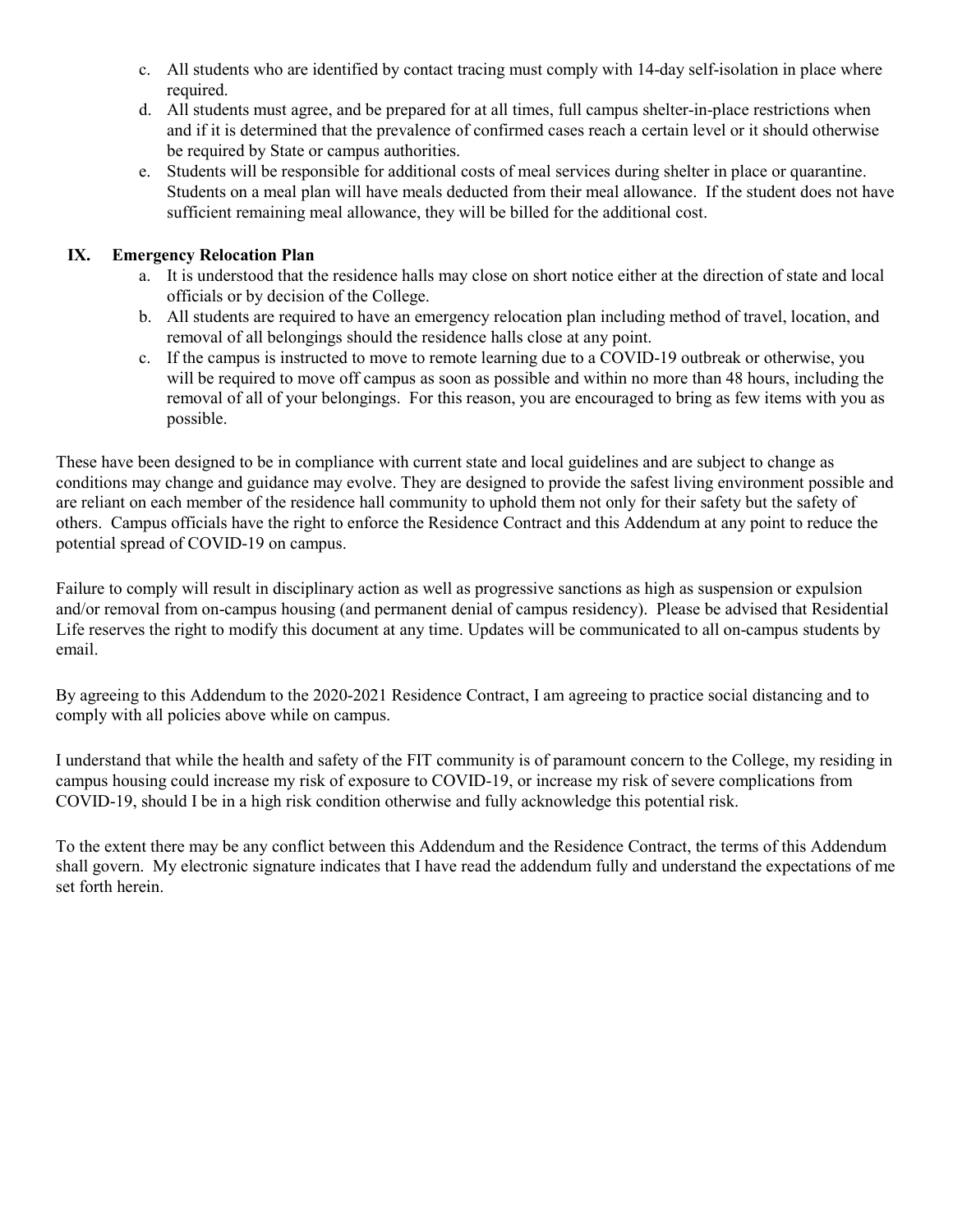c. All students who are identified by contact tracing must comply with 14-day self-isolation in place where required.
d. All students must agree, and be prepared for at all times, full campus shelter-in-place restrictions when and if it is determined that the prevalence of confirmed cases reach a certain level or it should otherwise be required by State or campus authorities.
e. Students will be responsible for additional costs of meal services during shelter in place or quarantine. Students on a meal plan will have meals deducted from their meal allowance. If the student does not have sufficient remaining meal allowance, they will be billed for the additional cost.

## IX. Emergency Relocation Plan

a. It is understood that the residence halls may close on short notice either at the direction of state and local officials or by decision of the College.
b. All students are required to have an emergency relocation plan including method of travel, location, and removal of all belongings should the residence halls close at any point.
c. If the campus is instructed to move to remote learning due to a COVID-19 outbreak or otherwise, you will be required to move off campus as soon as possible and within no more than 48 hours, including the removal of all of your belongings. For this reason, you are encouraged to bring as few items with you as possible.

These have been designed to be in compliance with current state and local guidelines and are subject to change as conditions may change and guidance may evolve. They are designed to provide the safest living environment possible and are reliant on each member of the residence hall community to uphold them not only for their safety but the safety of others. Campus officials have the right to enforce the Residence Contract and this Addendum at any point to reduce the potential spread of COVID-19 on campus.

Failure to comply will result in disciplinary action as well as progressive sanctions as high as suspension or expulsion and/or removal from on-campus housing (and permanent denial of campus residency). Please be advised that Residential Life reserves the right to modify this document at any time. Updates will be communicated to all on-campus students by email.

By agreeing to this Addendum to the 2020-2021 Residence Contract, I am agreeing to practice social distancing and to comply with all policies above while on campus.

I understand that while the health and safety of the FIT community is of paramount concern to the College, my residing in campus housing could increase my risk of exposure to COVID-19, or increase my risk of severe complications from COVID-19, should I be in a high risk condition otherwise and fully acknowledge this potential risk.

To the extent there may be any conflict between this Addendum and the Residence Contract, the terms of this Addendum shall govern. My electronic signature indicates that I have read the addendum fully and understand the expectations of me set forth herein.